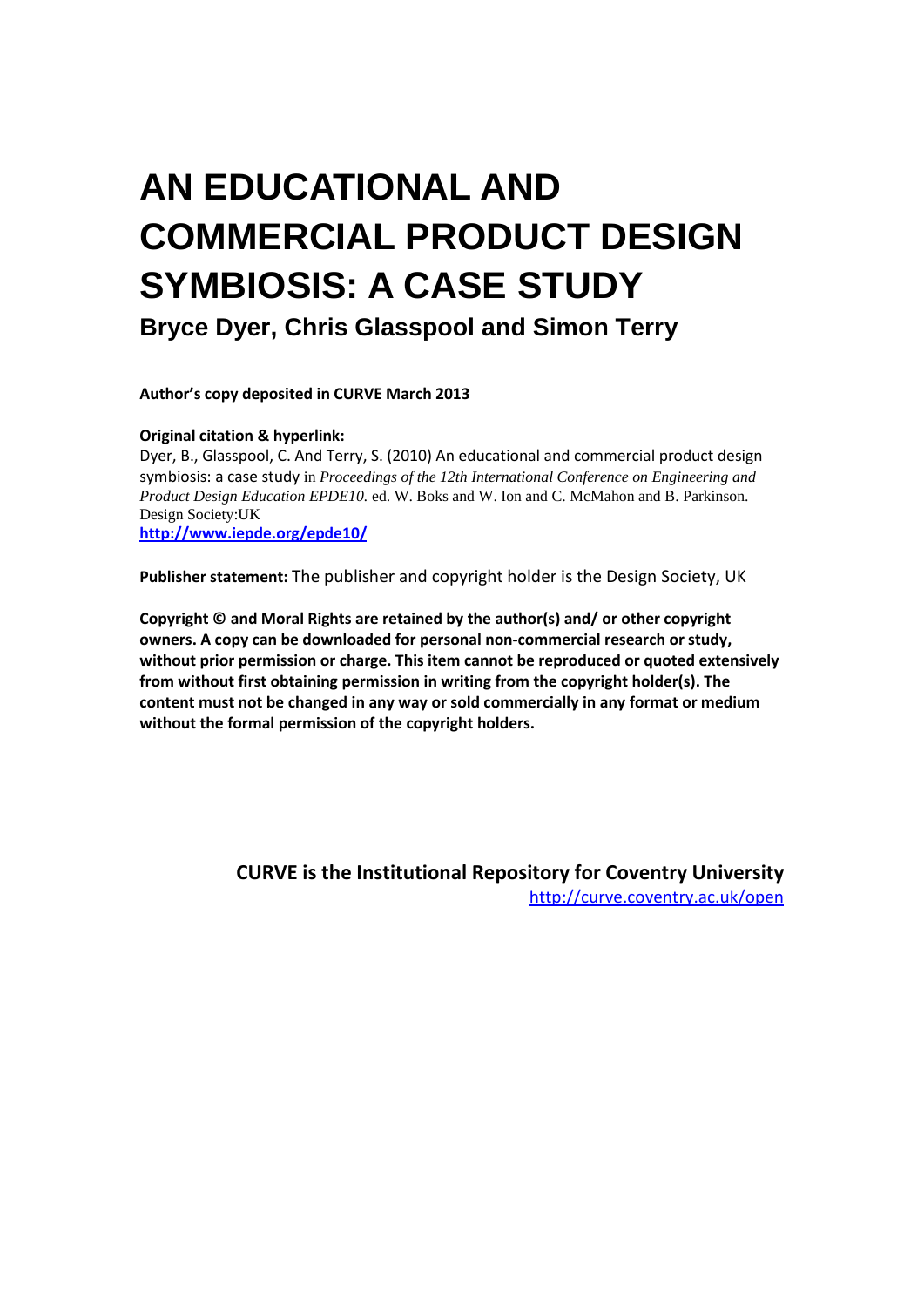# AN EDUCATIONAL AND COMMERCIAL PRODUCT DESIGN SYMBIOSIS: A CASE STUDY

## Bryce Dyer, Chris Glasspool and Simon Terry

**Author's copy deposited in CURVE March 2013**

**Original citation & hyperlink:**

Dyer, B., Glasspool, C. And Terry, S. (2010) An educational and commercial product design symbiosis: a case study in *Proceedings of the 12th International Conference on Engineering and Product Design Education EPDE10.* ed. W. Boks and W. Ion and C. McMahon and B. Parkinson. Design Society:UK

**http://www.iepde.org/epde10/**

**Publisher statement:** The publisher and copyright holder is the Design Society, UK

**Copyright © and Moral Rights are retained by the author(s) and/ or other copyright owners. A copy can be downloaded for personal non-commercial research or study, without prior permission or charge. This item cannot be reproduced or quoted extensively from without first obtaining permission in writing from the copyright holder(s). The content must not be changed in any way or sold commercially in any format or medium without the formal permission of the copyright holders.**

**CURVE is the Institutional Repository for Coventry University**

http://curve.coventry.ac.uk/open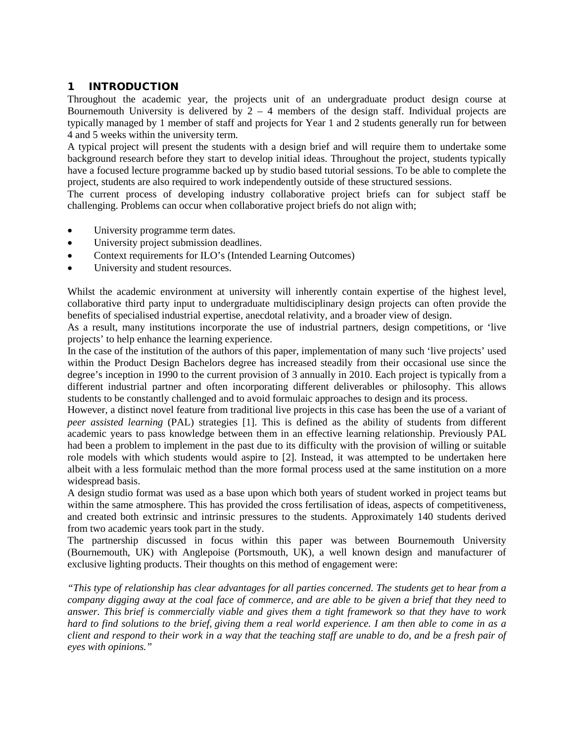# 1 INTRODUCTION

Throughout the academic year, the projects unit of an undergraduate product design course at Bournemouth University is delivered by 2 – 4 members of the design staff. Individual projects are typically managed by 1 member of staff and projects for Year 1 and 2 students generally run for between 4 and 5 weeks within the university term.

A typical project will present the students with a design brief and will require them to undertake some background research before they start to develop initial ideas. Throughout the project, students typically have a focused lecture programme backed up by studio based tutorial sessions. To be able to complete the project, students are also required to work independently outside of these structured sessions.

The current process of developing industry collaborative project briefs can for subject staff be challenging. Problems can occur when collaborative project briefs do not align with;

- University programme term dates.
- University project submission deadlines.
- Context requirements for ILO's (Intended Learning Outcomes)
- University and student resources.

Whilst the academic environment at university will inherently contain expertise of the highest level, collaborative third party input to undergraduate multidisciplinary design projects can often provide the benefits of specialised industrial expertise, anecdotal relativity, and a broader view of design.

As a result, many institutions incorporate the use of industrial partners, design competitions, or 'live projects' to help enhance the learning experience.

In the case of the institution of the authors of this paper, implementation of many such 'live projects' used within the Product Design Bachelors degree has increased steadily from their occasional use since the degree's inception in 1990 to the current provision of 3 annually in 2010. Each project is typically from a different industrial partner and often incorporating different deliverables or philosophy. This allows students to be constantly challenged and to avoid formulaic approaches to design and its process.

However, a distinct novel feature from traditional live projects in this case has been the use of a variant of *peer assisted learning* (PAL) strategies [1]. This is defined as the ability of students from different academic years to pass knowledge between them in an effective learning relationship. Previously PAL had been a problem to implement in the past due to its difficulty with the provision of willing or suitable role models with which students would aspire to [2]. Instead, it was attempted to be undertaken here albeit with a less formulaic method than the more formal process used at the same institution on a more widespread basis.

A design studio format was used as a base upon which both years of student worked in project teams but within the same atmosphere. This has provided the cross fertilisation of ideas, aspects of competitiveness, and created both extrinsic and intrinsic pressures to the students. Approximately 140 students derived from two academic years took part in the study.

The partnership discussed in focus within this paper was between Bournemouth University (Bournemouth, UK) with Anglepoise (Portsmouth, UK), a well known design and manufacturer of exclusive lighting products. Their thoughts on this method of engagement were:

*"This type of relationship has clear advantages for all parties concerned. The students get to hear from a company digging away at the coal face of commerce, and are able to be given a brief that they need to answer. This brief is commercially viable and gives them a tight framework so that they have to work hard to find solutions to the brief, giving them a real world experience. I am then able to come in as a client and respond to their work in a way that the teaching staff are unable to do, and be a fresh pair of eyes with opinions."*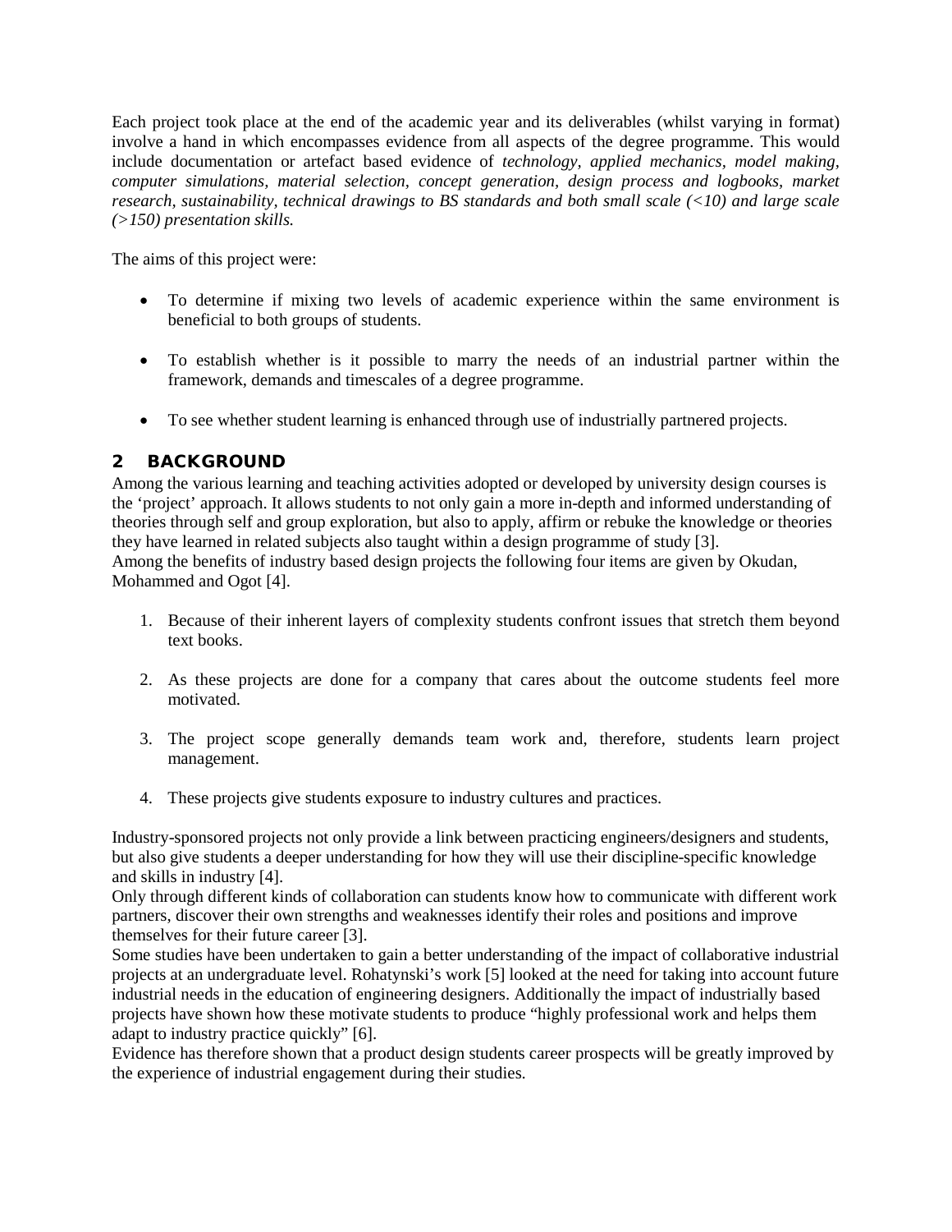Each project took place at the end of the academic year and its deliverables (whilst varying in format) involve a hand in which encompasses evidence from all aspects of the degree programme. This would include documentation or artefact based evidence of *technology, applied mechanics, model making, computer simulations, material selection, concept generation, design process and logbooks, market research, sustainability, technical drawings to BS standards and both small scale (<10) and large scale (>150) presentation skills.*

The aims of this project were:

- To determine if mixing two levels of academic experience within the same environment is beneficial to both groups of students.
- To establish whether is it possible to marry the needs of an industrial partner within the framework, demands and timescales of a degree programme.
- To see whether student learning is enhanced through use of industrially partnered projects.

## 2 BACKGROUND

Among the various learning and teaching activities adopted or developed by university design courses is the 'project' approach. It allows students to not only gain a more in-depth and informed understanding of theories through self and group exploration, but also to apply, affirm or rebuke the knowledge or theories they have learned in related subjects also taught within a design programme of study [3].
Among the benefits of industry based design projects the following four items are given by Okudan, Mohammed and Ogot [4].

1. Because of their inherent layers of complexity students confront issues that stretch them beyond text books.
2. As these projects are done for a company that cares about the outcome students feel more motivated.
3. The project scope generally demands team work and, therefore, students learn project management.
4. These projects give students exposure to industry cultures and practices.

Industry-sponsored projects not only provide a link between practicing engineers/designers and students, but also give students a deeper understanding for how they will use their discipline-specific knowledge and skills in industry [4].
Only through different kinds of collaboration can students know how to communicate with different work partners, discover their own strengths and weaknesses identify their roles and positions and improve themselves for their future career [3].
Some studies have been undertaken to gain a better understanding of the impact of collaborative industrial projects at an undergraduate level. Rohatynski's work [5] looked at the need for taking into account future industrial needs in the education of engineering designers. Additionally the impact of industrially based projects have shown how these motivate students to produce "highly professional work and helps them adapt to industry practice quickly" [6].
Evidence has therefore shown that a product design students career prospects will be greatly improved by the experience of industrial engagement during their studies.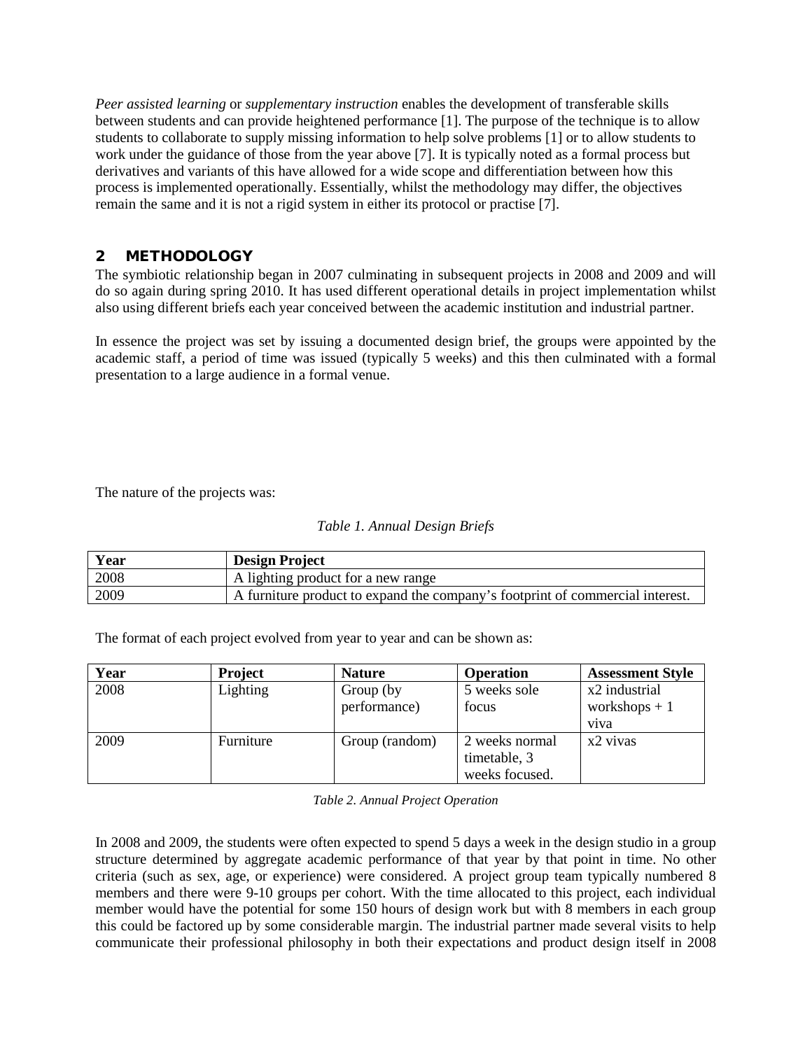*Peer assisted learning* or *supplementary instruction* enables the development of transferable skills between students and can provide heightened performance [1]. The purpose of the technique is to allow students to collaborate to supply missing information to help solve problems [1] or to allow students to work under the guidance of those from the year above [7]. It is typically noted as a formal process but derivatives and variants of this have allowed for a wide scope and differentiation between how this process is implemented operationally. Essentially, whilst the methodology may differ, the objectives remain the same and it is not a rigid system in either its protocol or practise [7].

## 2 METHODOLOGY

The symbiotic relationship began in 2007 culminating in subsequent projects in 2008 and 2009 and will do so again during spring 2010. It has used different operational details in project implementation whilst also using different briefs each year conceived between the academic institution and industrial partner.

In essence the project was set by issuing a documented design brief, the groups were appointed by the academic staff, a period of time was issued (typically 5 weeks) and this then culminated with a formal presentation to a large audience in a formal venue.

The nature of the projects was:

*Table 1. Annual Design Briefs*

| Year | Design Project |
| --- | --- |
| 2008 | A lighting product for a new range |
| 2009 | A furniture product to expand the company's footprint of commercial interest. |

The format of each project evolved from year to year and can be shown as:

| Year | Project | Nature | Operation | Assessment Style |
| --- | --- | --- | --- | --- |
| 2008 | Lighting | Group (by performance) | 5 weeks sole focus | x2 industrial workshops + 1 viva |
| 2009 | Furniture | Group (random) | 2 weeks normal timetable, 3 weeks focused. | x2 vivas |

*Table 2. Annual Project Operation*

In 2008 and 2009, the students were often expected to spend 5 days a week in the design studio in a group structure determined by aggregate academic performance of that year by that point in time. No other criteria (such as sex, age, or experience) were considered. A project group team typically numbered 8 members and there were 9-10 groups per cohort. With the time allocated to this project, each individual member would have the potential for some 150 hours of design work but with 8 members in each group this could be factored up by some considerable margin. The industrial partner made several visits to help communicate their professional philosophy in both their expectations and product design itself in 2008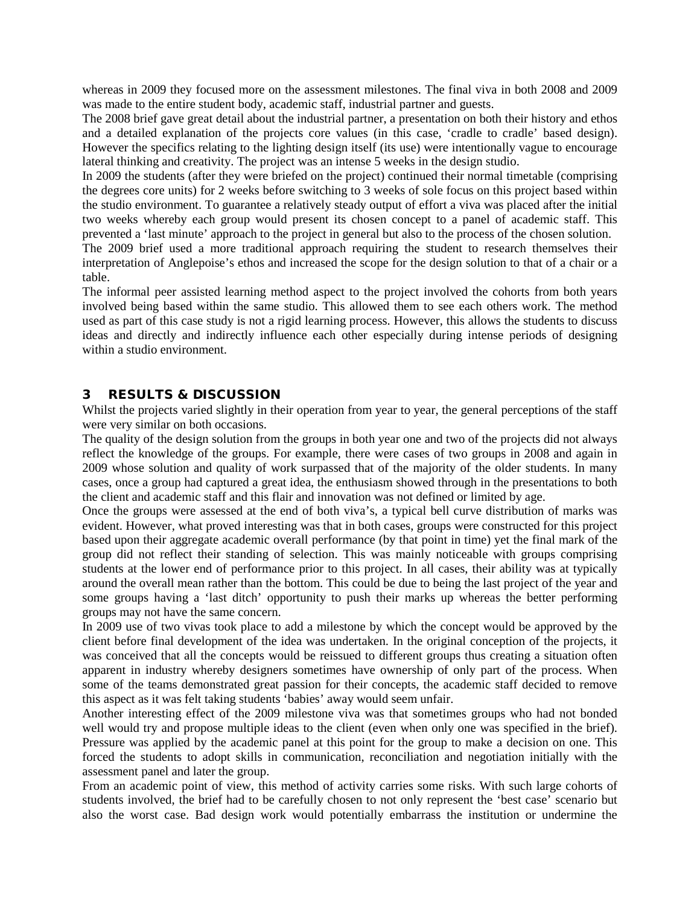whereas in 2009 they focused more on the assessment milestones. The final viva in both 2008 and 2009 was made to the entire student body, academic staff, industrial partner and guests.

The 2008 brief gave great detail about the industrial partner, a presentation on both their history and ethos and a detailed explanation of the projects core values (in this case, 'cradle to cradle' based design). However the specifics relating to the lighting design itself (its use) were intentionally vague to encourage lateral thinking and creativity. The project was an intense 5 weeks in the design studio.

In 2009 the students (after they were briefed on the project) continued their normal timetable (comprising the degrees core units) for 2 weeks before switching to 3 weeks of sole focus on this project based within the studio environment. To guarantee a relatively steady output of effort a viva was placed after the initial two weeks whereby each group would present its chosen concept to a panel of academic staff. This prevented a 'last minute' approach to the project in general but also to the process of the chosen solution.

The 2009 brief used a more traditional approach requiring the student to research themselves their interpretation of Anglepoise's ethos and increased the scope for the design solution to that of a chair or a table.

The informal peer assisted learning method aspect to the project involved the cohorts from both years involved being based within the same studio. This allowed them to see each others work. The method used as part of this case study is not a rigid learning process. However, this allows the students to discuss ideas and directly and indirectly influence each other especially during intense periods of designing within a studio environment.

## 3 RESULTS & DISCUSSION

Whilst the projects varied slightly in their operation from year to year, the general perceptions of the staff were very similar on both occasions.

The quality of the design solution from the groups in both year one and two of the projects did not always reflect the knowledge of the groups. For example, there were cases of two groups in 2008 and again in 2009 whose solution and quality of work surpassed that of the majority of the older students. In many cases, once a group had captured a great idea, the enthusiasm showed through in the presentations to both the client and academic staff and this flair and innovation was not defined or limited by age.

Once the groups were assessed at the end of both viva's, a typical bell curve distribution of marks was evident. However, what proved interesting was that in both cases, groups were constructed for this project based upon their aggregate academic overall performance (by that point in time) yet the final mark of the group did not reflect their standing of selection. This was mainly noticeable with groups comprising students at the lower end of performance prior to this project. In all cases, their ability was at typically around the overall mean rather than the bottom. This could be due to being the last project of the year and some groups having a 'last ditch' opportunity to push their marks up whereas the better performing groups may not have the same concern.

In 2009 use of two vivas took place to add a milestone by which the concept would be approved by the client before final development of the idea was undertaken. In the original conception of the projects, it was conceived that all the concepts would be reissued to different groups thus creating a situation often apparent in industry whereby designers sometimes have ownership of only part of the process. When some of the teams demonstrated great passion for their concepts, the academic staff decided to remove this aspect as it was felt taking students 'babies' away would seem unfair.

Another interesting effect of the 2009 milestone viva was that sometimes groups who had not bonded well would try and propose multiple ideas to the client (even when only one was specified in the brief). Pressure was applied by the academic panel at this point for the group to make a decision on one. This forced the students to adopt skills in communication, reconciliation and negotiation initially with the assessment panel and later the group.

From an academic point of view, this method of activity carries some risks. With such large cohorts of students involved, the brief had to be carefully chosen to not only represent the 'best case' scenario but also the worst case. Bad design work would potentially embarrass the institution or undermine the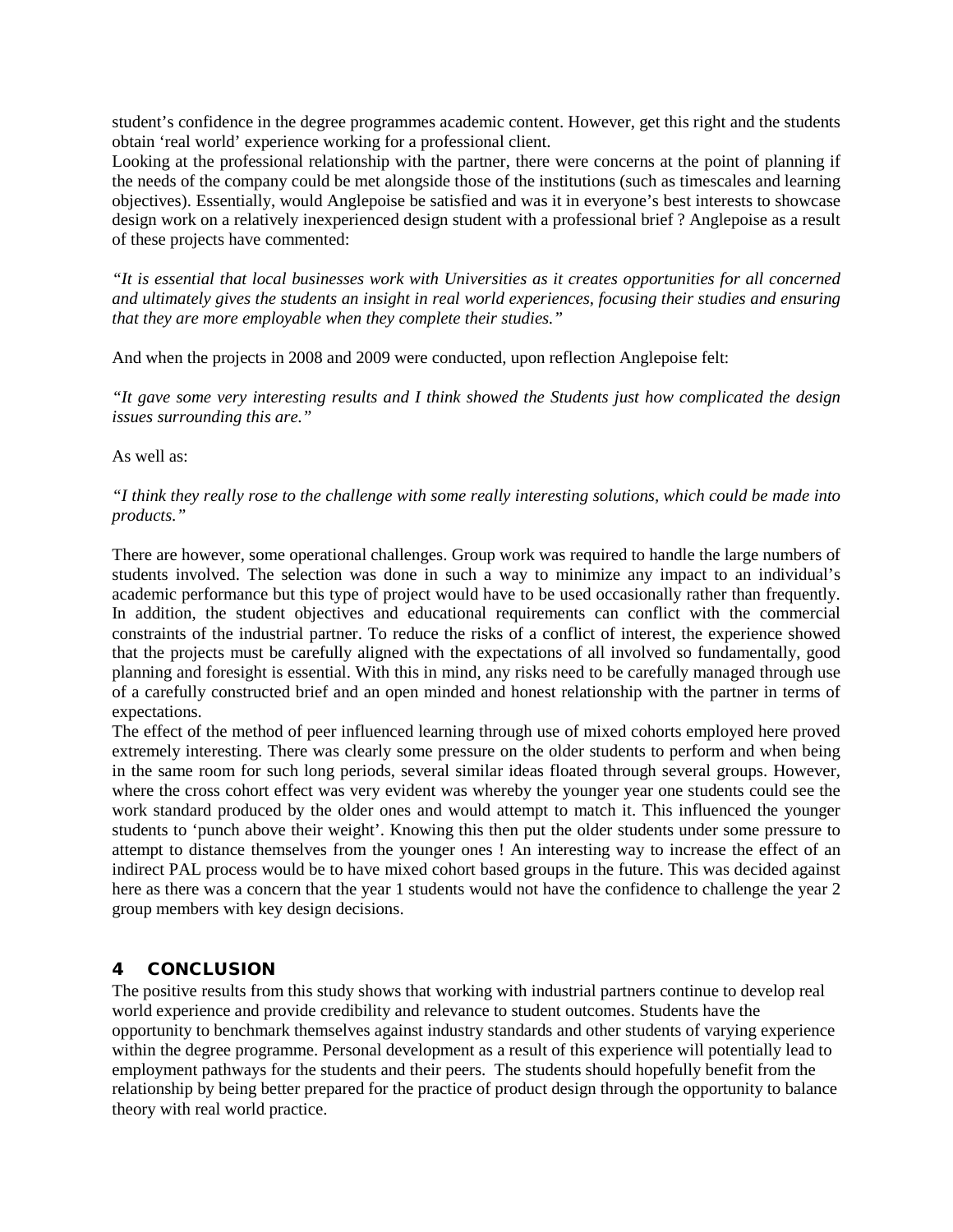student's confidence in the degree programmes academic content. However, get this right and the students obtain 'real world' experience working for a professional client.

Looking at the professional relationship with the partner, there were concerns at the point of planning if the needs of the company could be met alongside those of the institutions (such as timescales and learning objectives). Essentially, would Anglepoise be satisfied and was it in everyone's best interests to showcase design work on a relatively inexperienced design student with a professional brief ? Anglepoise as a result of these projects have commented:

*"It is essential that local businesses work with Universities as it creates opportunities for all concerned and ultimately gives the students an insight in real world experiences, focusing their studies and ensuring that they are more employable when they complete their studies."*

And when the projects in 2008 and 2009 were conducted, upon reflection Anglepoise felt:

*"It gave some very interesting results and I think showed the Students just how complicated the design issues surrounding this are."*

As well as:

*"I think they really rose to the challenge with some really interesting solutions, which could be made into products."*

There are however, some operational challenges. Group work was required to handle the large numbers of students involved. The selection was done in such a way to minimize any impact to an individual's academic performance but this type of project would have to be used occasionally rather than frequently. In addition, the student objectives and educational requirements can conflict with the commercial constraints of the industrial partner. To reduce the risks of a conflict of interest, the experience showed that the projects must be carefully aligned with the expectations of all involved so fundamentally, good planning and foresight is essential. With this in mind, any risks need to be carefully managed through use of a carefully constructed brief and an open minded and honest relationship with the partner in terms of expectations.

The effect of the method of peer influenced learning through use of mixed cohorts employed here proved extremely interesting. There was clearly some pressure on the older students to perform and when being in the same room for such long periods, several similar ideas floated through several groups. However, where the cross cohort effect was very evident was whereby the younger year one students could see the work standard produced by the older ones and would attempt to match it. This influenced the younger students to 'punch above their weight'. Knowing this then put the older students under some pressure to attempt to distance themselves from the younger ones ! An interesting way to increase the effect of an indirect PAL process would be to have mixed cohort based groups in the future. This was decided against here as there was a concern that the year 1 students would not have the confidence to challenge the year 2 group members with key design decisions.

## 4 CONCLUSION

The positive results from this study shows that working with industrial partners continue to develop real world experience and provide credibility and relevance to student outcomes. Students have the opportunity to benchmark themselves against industry standards and other students of varying experience within the degree programme. Personal development as a result of this experience will potentially lead to employment pathways for the students and their peers. The students should hopefully benefit from the relationship by being better prepared for the practice of product design through the opportunity to balance theory with real world practice.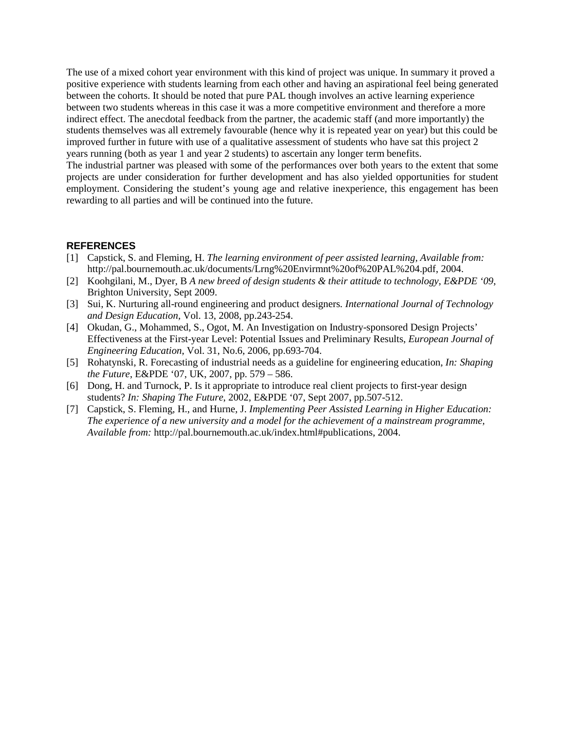The use of a mixed cohort year environment with this kind of project was unique. In summary it proved a positive experience with students learning from each other and having an aspirational feel being generated between the cohorts. It should be noted that pure PAL though involves an active learning experience between two students whereas in this case it was a more competitive environment and therefore a more indirect effect. The anecdotal feedback from the partner, the academic staff (and more importantly) the students themselves was all extremely favourable (hence why it is repeated year on year) but this could be improved further in future with use of a qualitative assessment of students who have sat this project 2 years running (both as year 1 and year 2 students) to ascertain any longer term benefits.

The industrial partner was pleased with some of the performances over both years to the extent that some projects are under consideration for further development and has also yielded opportunities for student employment. Considering the student's young age and relative inexperience, this engagement has been rewarding to all parties and will be continued into the future.

## REFERENCES

[1] Capstick, S. and Fleming, H. *The learning environment of peer assisted learning, Available from:* http://pal.bournemouth.ac.uk/documents/Lrng%20Envirmnt%20of%20PAL%204.pdf, 2004.

[2] Koohgilani, M., Dyer, B *A new breed of design students & their attitude to technology, E&PDE '09*, Brighton University, Sept 2009.

[3] Sui, K. Nurturing all-round engineering and product designers. *International Journal of Technology and Design Education*, Vol. 13, 2008, pp.243-254.

[4] Okudan, G., Mohammed, S., Ogot, M. An Investigation on Industry-sponsored Design Projects' Effectiveness at the First-year Level: Potential Issues and Preliminary Results, *European Journal of Engineering Education*, Vol. 31, No.6, 2006, pp.693-704.

[5] Rohatynski, R. Forecasting of industrial needs as a guideline for engineering education, *In: Shaping the Future*, E&PDE '07, UK, 2007, pp. 579 – 586.

[6] Dong, H. and Turnock, P. Is it appropriate to introduce real client projects to first-year design students? *In: Shaping The Future*, 2002, E&PDE '07, Sept 2007, pp.507-512.

[7] Capstick, S. Fleming, H., and Hurne, J. *Implementing Peer Assisted Learning in Higher Education: The experience of a new university and a model for the achievement of a mainstream programme, Available from:* http://pal.bournemouth.ac.uk/index.html#publications, 2004.